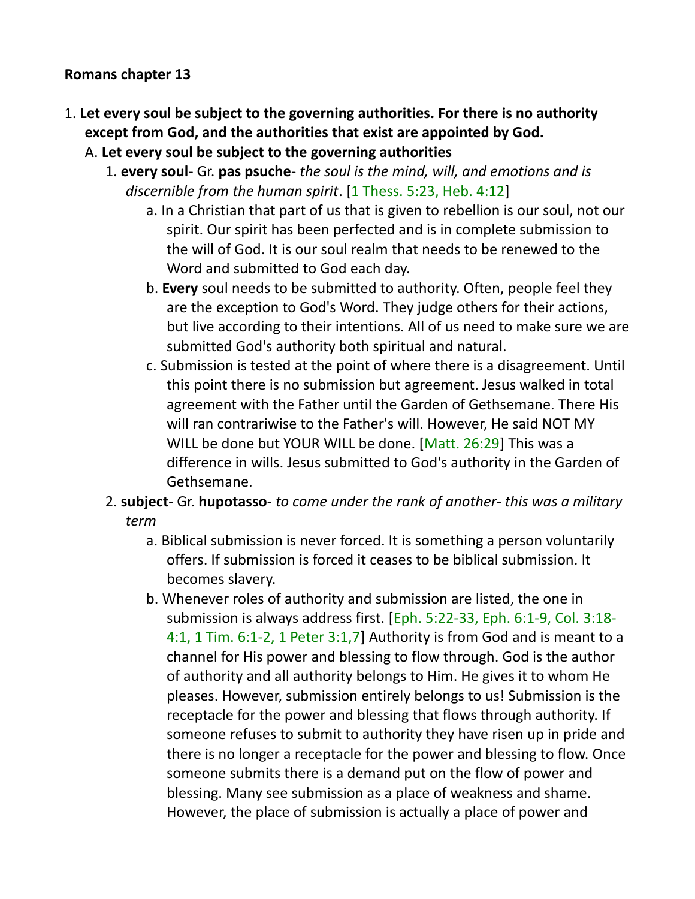**Romans chapter 13**

1. **Let every soul be subject to the governing authorities. For there is no authority except from God, and the authorities that exist are appointed by God.**
   - A. **Let every soul be subject to the governing authorities**
     1. **every soul**- Gr. **pas psuche**- *the soul is the mind, will, and emotions and is discernible from the human spirit*. [1 Thess. 5:23, Heb. 4:12]
        - a. In a Christian that part of us that is given to rebellion is our soul, not our spirit. Our spirit has been perfected and is in complete submission to the will of God. It is our soul realm that needs to be renewed to the Word and submitted to God each day.
        - b. **Every** soul needs to be submitted to authority. Often, people feel they are the exception to God's Word. They judge others for their actions, but live according to their intentions. All of us need to make sure we are submitted God's authority both spiritual and natural.
        - c. Submission is tested at the point of where there is a disagreement. Until this point there is no submission but agreement. Jesus walked in total agreement with the Father until the Garden of Gethsemane. There His will ran contrariwise to the Father's will. However, He said NOT MY WILL be done but YOUR WILL be done. [Matt. 26:29] This was a difference in wills. Jesus submitted to God's authority in the Garden of Gethsemane.
     2. **subject**- Gr. **hupotasso**- *to come under the rank of another- this was a military term*
        - a. Biblical submission is never forced. It is something a person voluntarily offers. If submission is forced it ceases to be biblical submission. It becomes slavery.
        - b. Whenever roles of authority and submission are listed, the one in submission is always address first. [Eph. 5:22-33, Eph. 6:1-9, Col. 3:18-4:1, 1 Tim. 6:1-2, 1 Peter 3:1,7] Authority is from God and is meant to a channel for His power and blessing to flow through. God is the author of authority and all authority belongs to Him. He gives it to whom He pleases. However, submission entirely belongs to us! Submission is the receptacle for the power and blessing that flows through authority. If someone refuses to submit to authority they have risen up in pride and there is no longer a receptacle for the power and blessing to flow. Once someone submits there is a demand put on the flow of power and blessing. Many see submission as a place of weakness and shame. However, the place of submission is actually a place of power and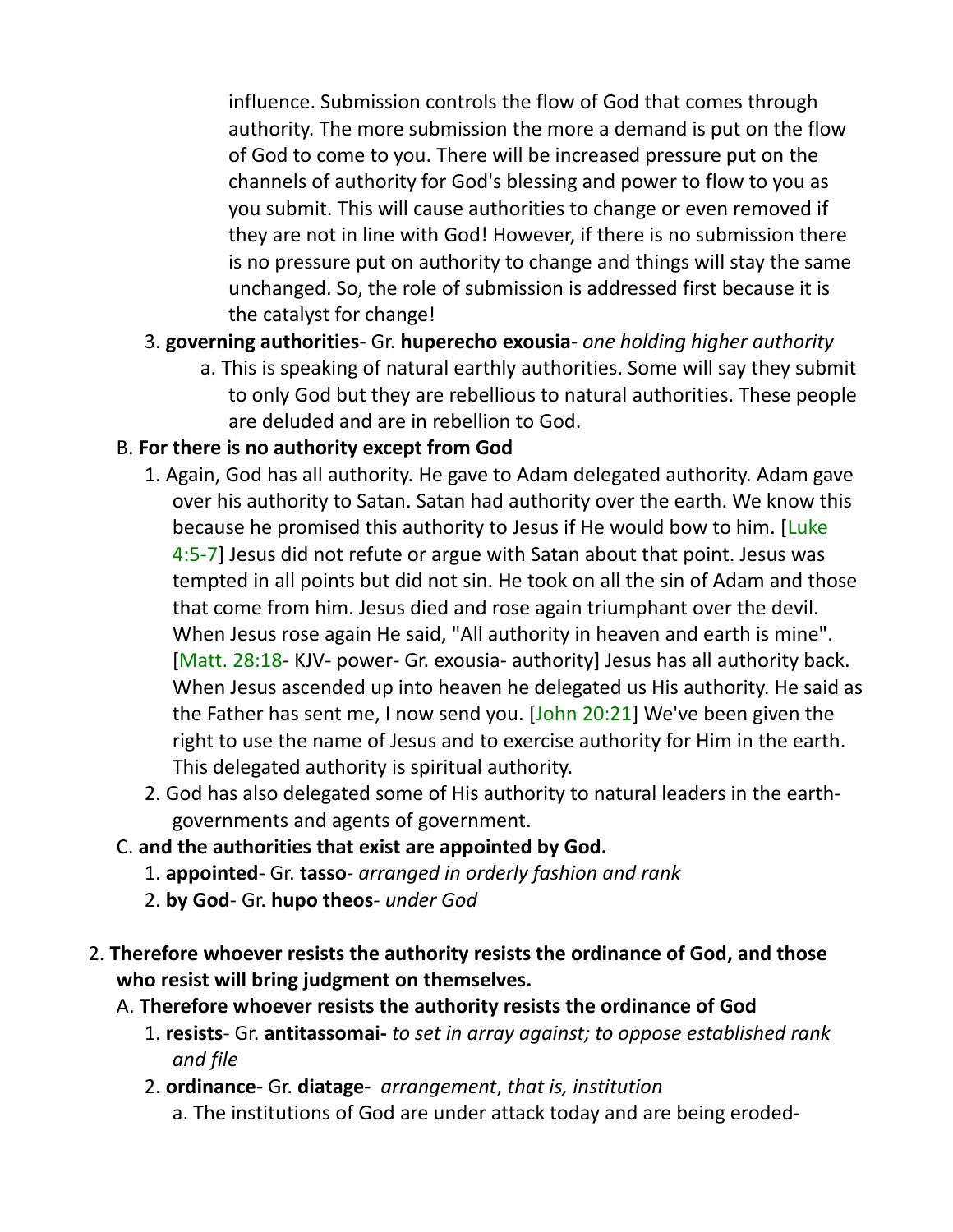influence. Submission controls the flow of God that comes through authority. The more submission the more a demand is put on the flow of God to come to you. There will be increased pressure put on the channels of authority for God's blessing and power to flow to you as you submit. This will cause authorities to change or even removed if they are not in line with God! However, if there is no submission there is no pressure put on authority to change and things will stay the same unchanged. So, the role of submission is addressed first because it is the catalyst for change!

3. **governing authorities**- Gr. **huperecho exousia**- *one holding higher authority*
    a. This is speaking of natural earthly authorities. Some will say they submit to only God but they are rebellious to natural authorities. These people are deluded and are in rebellion to God.

B. **For there is no authority except from God**

1. Again, God has all authority. He gave to Adam delegated authority. Adam gave over his authority to Satan. Satan had authority over the earth. We know this because he promised this authority to Jesus if He would bow to him. [Luke 4:5-7] Jesus did not refute or argue with Satan about that point. Jesus was tempted in all points but did not sin. He took on all the sin of Adam and those that come from him. Jesus died and rose again triumphant over the devil. When Jesus rose again He said, "All authority in heaven and earth is mine". [Matt. 28:18- KJV- power- Gr. exousia- authority] Jesus has all authority back. When Jesus ascended up into heaven he delegated us His authority. He said as the Father has sent me, I now send you. [John 20:21] We've been given the right to use the name of Jesus and to exercise authority for Him in the earth. This delegated authority is spiritual authority.
2. God has also delegated some of His authority to natural leaders in the earth- governments and agents of government.

C. **and the authorities that exist are appointed by God.**

1. **appointed**- Gr. **tasso**- *arranged in orderly fashion and rank*
2. **by God**- Gr. **hupo theos**- *under God*

2. **Therefore whoever resists the authority resists the ordinance of God, and those who resist will bring judgment on themselves.**

A. **Therefore whoever resists the authority resists the ordinance of God**

1. **resists**- Gr. **antitassomai-** *to set in array against; to oppose established rank and file*
2. **ordinance**- Gr. **diatage**- *arrangement*, *that is, institution*
    a. The institutions of God are under attack today and are being eroded-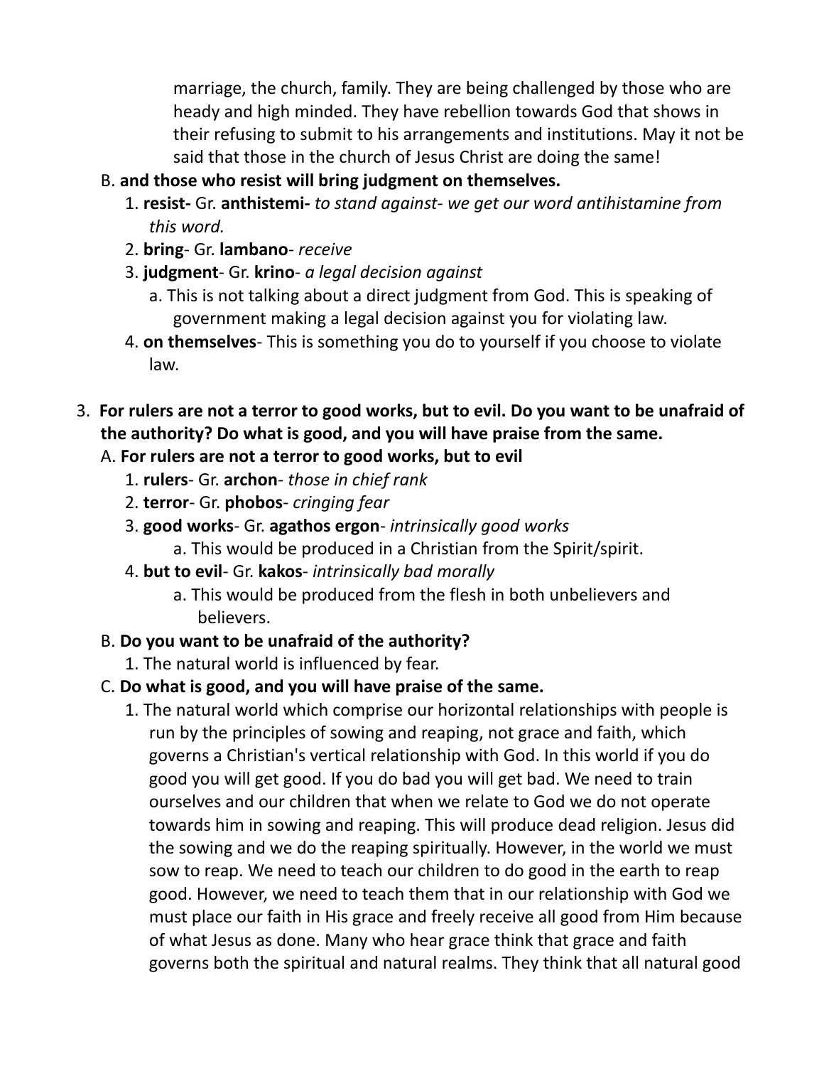marriage, the church, family. They are being challenged by those who are heady and high minded. They have rebellion towards God that shows in their refusing to submit to his arrangements and institutions. May it not be said that those in the church of Jesus Christ are doing the same!

B. **and those who resist will bring judgment on themselves.**
   1. **resist-** Gr. **anthistemi-** *to stand against- we get our word antihistamine from this word.*
   2. **bring**- Gr. **lambano**- *receive*
   3. **judgment**- Gr. **krino**- *a legal decision against*
      a. This is not talking about a direct judgment from God. This is speaking of government making a legal decision against you for violating law.
   4. **on themselves**- This is something you do to yourself if you choose to violate law.

3. **For rulers are not a terror to good works, but to evil. Do you want to be unafraid of the authority? Do what is good, and you will have praise from the same.**
   A. **For rulers are not a terror to good works, but to evil**
      1. **rulers**- Gr. **archon**- *those in chief rank*
      2. **terror**- Gr. **phobos**- *cringing fear*
      3. **good works**- Gr. **agathos ergon**- *intrinsically good works*
         a. This would be produced in a Christian from the Spirit/spirit.
      4. **but to evil**- Gr. **kakos**- *intrinsically bad morally*
         a. This would be produced from the flesh in both unbelievers and believers.
   B. **Do you want to be unafraid of the authority?**
      1. The natural world is influenced by fear.
   C. **Do what is good, and you will have praise of the same.**
      1. The natural world which comprise our horizontal relationships with people is run by the principles of sowing and reaping, not grace and faith, which governs a Christian's vertical relationship with God. In this world if you do good you will get good. If you do bad you will get bad. We need to train ourselves and our children that when we relate to God we do not operate towards him in sowing and reaping. This will produce dead religion. Jesus did the sowing and we do the reaping spiritually. However, in the world we must sow to reap. We need to teach our children to do good in the earth to reap good. However, we need to teach them that in our relationship with God we must place our faith in His grace and freely receive all good from Him because of what Jesus as done. Many who hear grace think that grace and faith governs both the spiritual and natural realms. They think that all natural good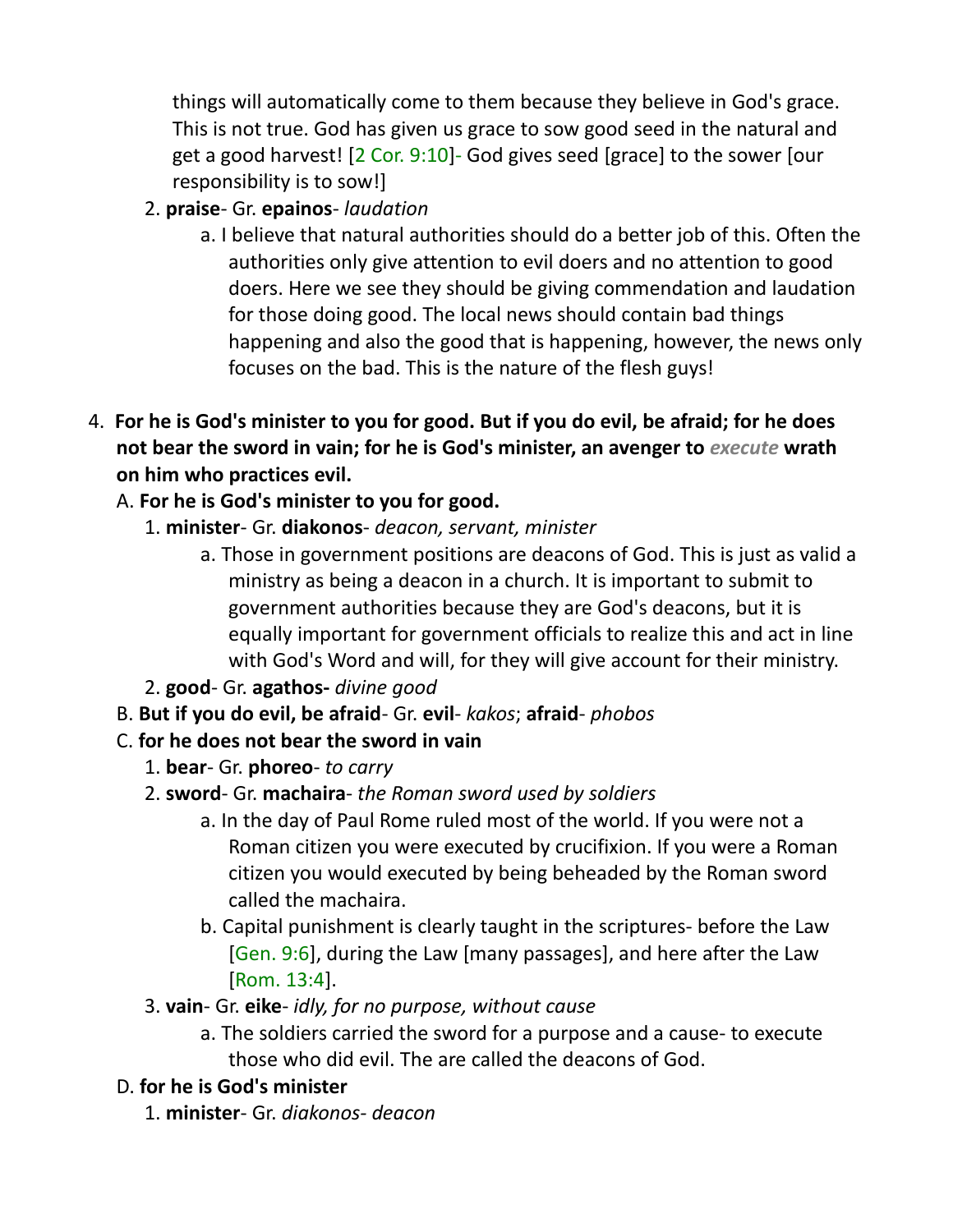things will automatically come to them because they believe in God's grace. This is not true. God has given us grace to sow good seed in the natural and get a good harvest! [2 Cor. 9:10]- God gives seed [grace] to the sower [our responsibility is to sow!]

   2. **praise**- Gr. **epainos**- *laudation*
      a. I believe that natural authorities should do a better job of this. Often the authorities only give attention to evil doers and no attention to good doers. Here we see they should be giving commendation and laudation for those doing good. The local news should contain bad things happening and also the good that is happening, however, the news only focuses on the bad. This is the nature of the flesh guys!

4. **For he is God's minister to you for good. But if you do evil, be afraid; for he does not bear the sword in vain; for he is God's minister, an avenger to *execute* wrath on him who practices evil.**
   A. **For he is God's minister to you for good.**
      1. **minister**- Gr. **diakonos**- *deacon, servant, minister*
         a. Those in government positions are deacons of God. This is just as valid a ministry as being a deacon in a church. It is important to submit to government authorities because they are God's deacons, but it is equally important for government officials to realize this and act in line with God's Word and will, for they will give account for their ministry.
      2. **good**- Gr. **agathos-** *divine good*
   B. **But if you do evil, be afraid**- Gr. **evil**- *kakos*; **afraid**- *phobos*
   C. **for he does not bear the sword in vain**
      1. **bear**- Gr. **phoreo**- *to carry*
      2. **sword**- Gr. **machaira**- *the Roman sword used by soldiers*
         a. In the day of Paul Rome ruled most of the world. If you were not a Roman citizen you were executed by crucifixion. If you were a Roman citizen you would executed by being beheaded by the Roman sword called the machaira.
         b. Capital punishment is clearly taught in the scriptures- before the Law [Gen. 9:6], during the Law [many passages], and here after the Law [Rom. 13:4].
      3. **vain**- Gr. **eike**- *idly, for no purpose, without cause*
         a. The soldiers carried the sword for a purpose and a cause- to execute those who did evil. The are called the deacons of God.
   D. **for he is God's minister**
      1. **minister**- Gr. *diakonos- deacon*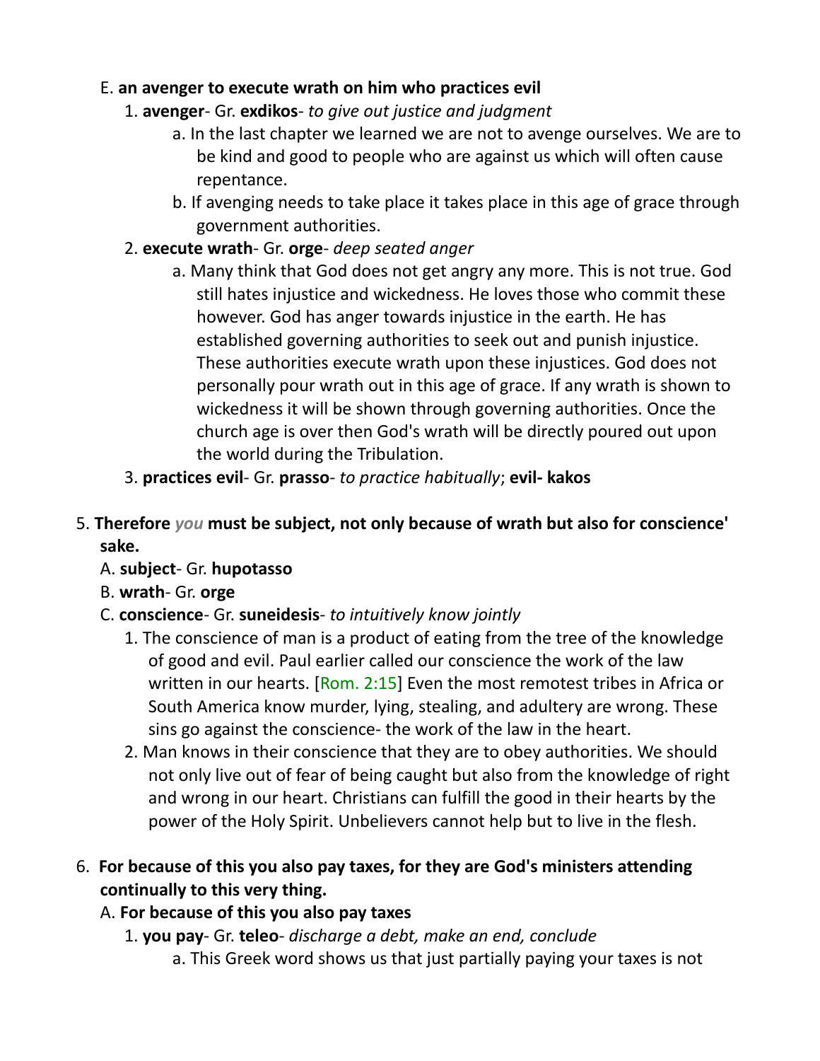E. **an avenger to execute wrath on him who practices evil**

1. **avenger**- Gr. **exdikos**- *to give out justice and judgment*
    a. In the last chapter we learned we are not to avenge ourselves. We are to be kind and good to people who are against us which will often cause repentance.
    b. If avenging needs to take place it takes place in this age of grace through government authorities.
2. **execute wrath**- Gr. **orge**- *deep seated anger*
    a. Many think that God does not get angry any more. This is not true. God still hates injustice and wickedness. He loves those who commit these however. God has anger towards injustice in the earth. He has established governing authorities to seek out and punish injustice. These authorities execute wrath upon these injustices. God does not personally pour wrath out in this age of grace. If any wrath is shown to wickedness it will be shown through governing authorities. Once the church age is over then God's wrath will be directly poured out upon the world during the Tribulation.
3. **practices evil**- Gr. **prasso**- *to practice habitually*; **evil- kakos**

5. **Therefore** ***you*** **must be subject, not only because of wrath but also for conscience' sake.**

A. **subject**- Gr. **hupotasso**

B. **wrath**- Gr. **orge**

C. **conscience**- Gr. **suneidesis**- *to intuitively know jointly*

1. The conscience of man is a product of eating from the tree of the knowledge of good and evil. Paul earlier called our conscience the work of the law written in our hearts. [Rom. 2:15] Even the most remotest tribes in Africa or South America know murder, lying, stealing, and adultery are wrong. These sins go against the conscience- the work of the law in the heart.
2. Man knows in their conscience that they are to obey authorities. We should not only live out of fear of being caught but also from the knowledge of right and wrong in our heart. Christians can fulfill the good in their hearts by the power of the Holy Spirit. Unbelievers cannot help but to live in the flesh.

6. **For because of this you also pay taxes, for they are God's ministers attending continually to this very thing.**

A. **For because of this you also pay taxes**

1. **you pay**- Gr. **teleo**- *discharge a debt, make an end, conclude*
    a. This Greek word shows us that just partially paying your taxes is not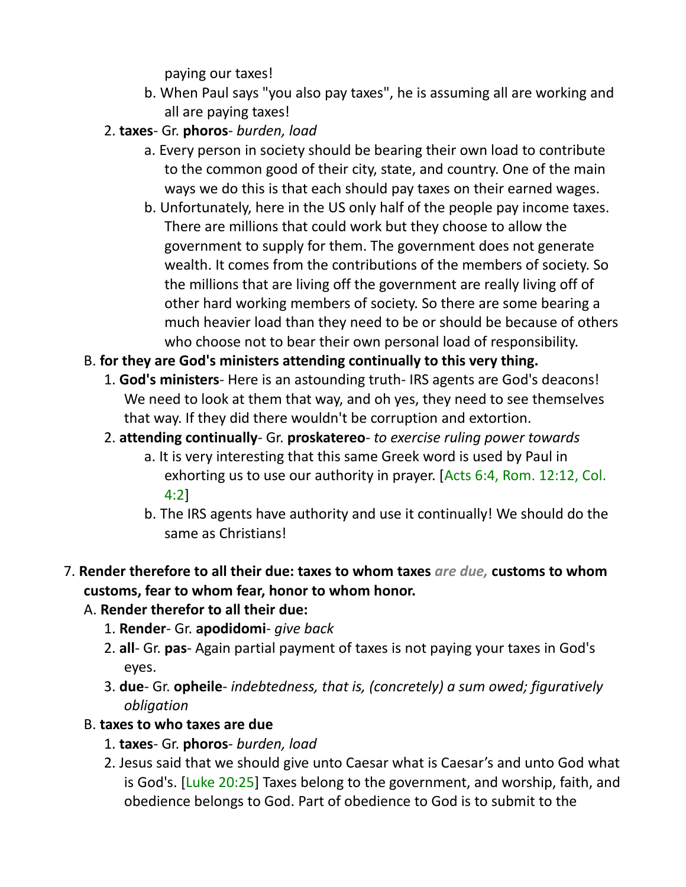paying our taxes!

    b. When Paul says "you also pay taxes", he is assuming all are working and all are paying taxes!

  2. **taxes**- Gr. **phoros**- *burden, load*

    a. Every person in society should be bearing their own load to contribute to the common good of their city, state, and country. One of the main ways we do this is that each should pay taxes on their earned wages.

    b. Unfortunately, here in the US only half of the people pay income taxes. There are millions that could work but they choose to allow the government to supply for them. The government does not generate wealth. It comes from the contributions of the members of society. So the millions that are living off the government are really living off of other hard working members of society. So there are some bearing a much heavier load than they need to be or should be because of others who choose not to bear their own personal load of responsibility.

 B. **for they are God's ministers attending continually to this very thing.**

  1. **God's ministers**- Here is an astounding truth- IRS agents are God's deacons! We need to look at them that way, and oh yes, they need to see themselves that way. If they did there wouldn't be corruption and extortion.

  2. **attending continually**- Gr. **proskatereo**- *to exercise ruling power towards*

    a. It is very interesting that this same Greek word is used by Paul in exhorting us to use our authority in prayer. [Acts 6:4, Rom. 12:12, Col. 4:2]

    b. The IRS agents have authority and use it continually! We should do the same as Christians!

7. **Render therefore to all their due: taxes to whom taxes** *are due,* **customs to whom customs, fear to whom fear, honor to whom honor.**

 A. **Render therefor to all their due:**

  1. **Render**- Gr. **apodidomi**- *give back*

  2. **all**- Gr. **pas**- Again partial payment of taxes is not paying your taxes in God's eyes.

  3. **due**- Gr. **opheile**- *indebtedness, that is, (concretely) a sum owed; figuratively obligation*

 B. **taxes to who taxes are due**

  1. **taxes**- Gr. **phoros**- *burden, load*

  2. Jesus said that we should give unto Caesar what is Caesar's and unto God what is God's. [Luke 20:25] Taxes belong to the government, and worship, faith, and obedience belongs to God. Part of obedience to God is to submit to the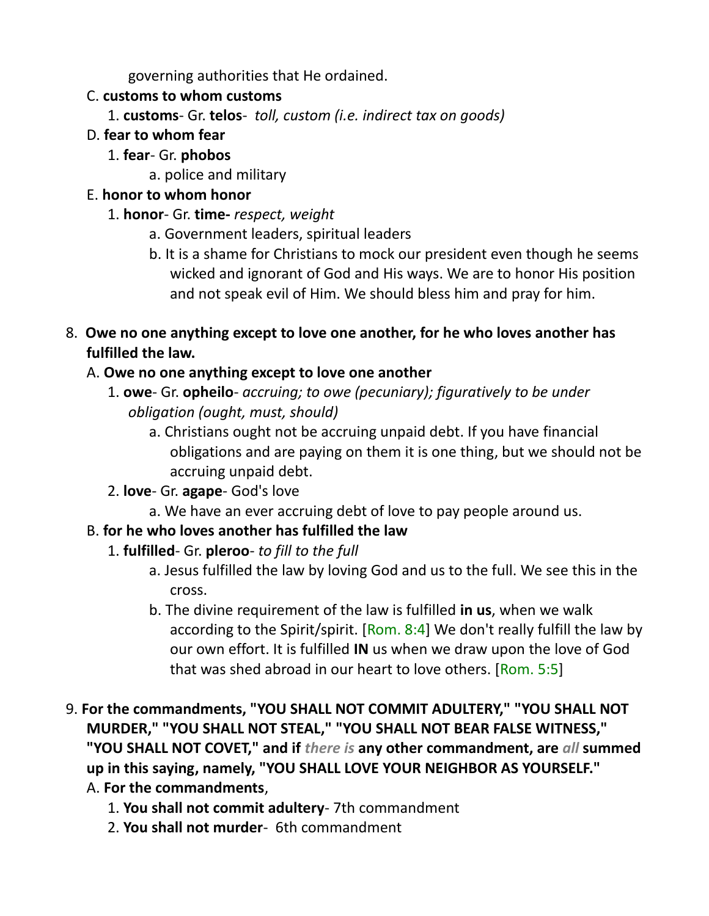governing authorities that He ordained.

C. **customs to whom customs**

1. **customs**- Gr. **telos**- *toll, custom (i.e. indirect tax on goods)*

D. **fear to whom fear**

1. **fear**- Gr. **phobos**

a. police and military

E. **honor to whom honor**

1. **honor**- Gr. **time-** *respect, weight*

a. Government leaders, spiritual leaders

b. It is a shame for Christians to mock our president even though he seems wicked and ignorant of God and His ways. We are to honor His position and not speak evil of Him. We should bless him and pray for him.

8. **Owe no one anything except to love one another, for he who loves another has fulfilled the law.**

A. **Owe no one anything except to love one another**

1. **owe**- Gr. **opheilo**- *accruing; to owe (pecuniary); figuratively to be under obligation (ought, must, should)*

a. Christians ought not be accruing unpaid debt. If you have financial obligations and are paying on them it is one thing, but we should not be accruing unpaid debt.

2. **love**- Gr. **agape**- God's love

a. We have an ever accruing debt of love to pay people around us.

B. **for he who loves another has fulfilled the law**

1. **fulfilled**- Gr. **pleroo**- *to fill to the full*

a. Jesus fulfilled the law by loving God and us to the full. We see this in the cross.

b. The divine requirement of the law is fulfilled **in us**, when we walk according to the Spirit/spirit. [Rom. 8:4] We don't really fulfill the law by our own effort. It is fulfilled **IN** us when we draw upon the love of God that was shed abroad in our heart to love others. [Rom. 5:5]

9. **For the commandments, "YOU SHALL NOT COMMIT ADULTERY," "YOU SHALL NOT MURDER," "YOU SHALL NOT STEAL," "YOU SHALL NOT BEAR FALSE WITNESS," "YOU SHALL NOT COVET," and if *there is* any other commandment, are *all* summed up in this saying, namely, "YOU SHALL LOVE YOUR NEIGHBOR AS YOURSELF."**

A. **For the commandments**,

1. **You shall not commit adultery**- 7th commandment

2. **You shall not murder**- 6th commandment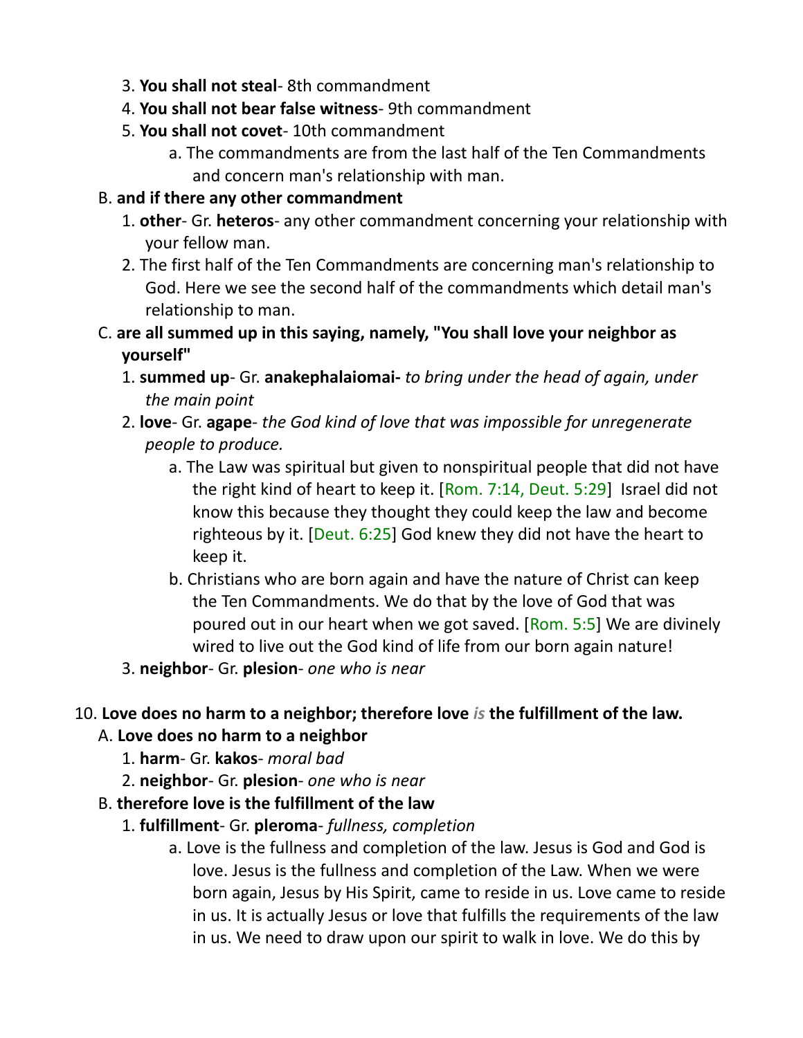3. **You shall not steal**- 8th commandment
4. **You shall not bear false witness**- 9th commandment
5. **You shall not covet**- 10th commandment
    a. The commandments are from the last half of the Ten Commandments and concern man's relationship with man.

B. **and if there any other commandment**
1. **other**- Gr. **heteros**- any other commandment concerning your relationship with your fellow man.
2. The first half of the Ten Commandments are concerning man's relationship to God. Here we see the second half of the commandments which detail man's relationship to man.

C. **are all summed up in this saying, namely, "You shall love your neighbor as yourself"**
1. **summed up**- Gr. **anakephalaiomai-** *to bring under the head of again, under the main point*
2. **love**- Gr. **agape**- *the God kind of love that was impossible for unregenerate people to produce.*
    a. The Law was spiritual but given to nonspiritual people that did not have the right kind of heart to keep it. [Rom. 7:14, Deut. 5:29] Israel did not know this because they thought they could keep the law and become righteous by it. [Deut. 6:25] God knew they did not have the heart to keep it.
    b. Christians who are born again and have the nature of Christ can keep the Ten Commandments. We do that by the love of God that was poured out in our heart when we got saved. [Rom. 5:5] We are divinely wired to live out the God kind of life from our born again nature!
3. **neighbor**- Gr. **plesion**- *one who is near*

10. **Love does no harm to a neighbor; therefore love *is* the fulfillment of the law.**

A. **Love does no harm to a neighbor**
1. **harm**- Gr. **kakos**- *moral bad*
2. **neighbor**- Gr. **plesion**- *one who is near*

B. **therefore love is the fulfillment of the law**
1. **fulfillment**- Gr. **pleroma**- *fullness, completion*
    a. Love is the fullness and completion of the law. Jesus is God and God is love. Jesus is the fullness and completion of the Law. When we were born again, Jesus by His Spirit, came to reside in us. Love came to reside in us. It is actually Jesus or love that fulfills the requirements of the law in us. We need to draw upon our spirit to walk in love. We do this by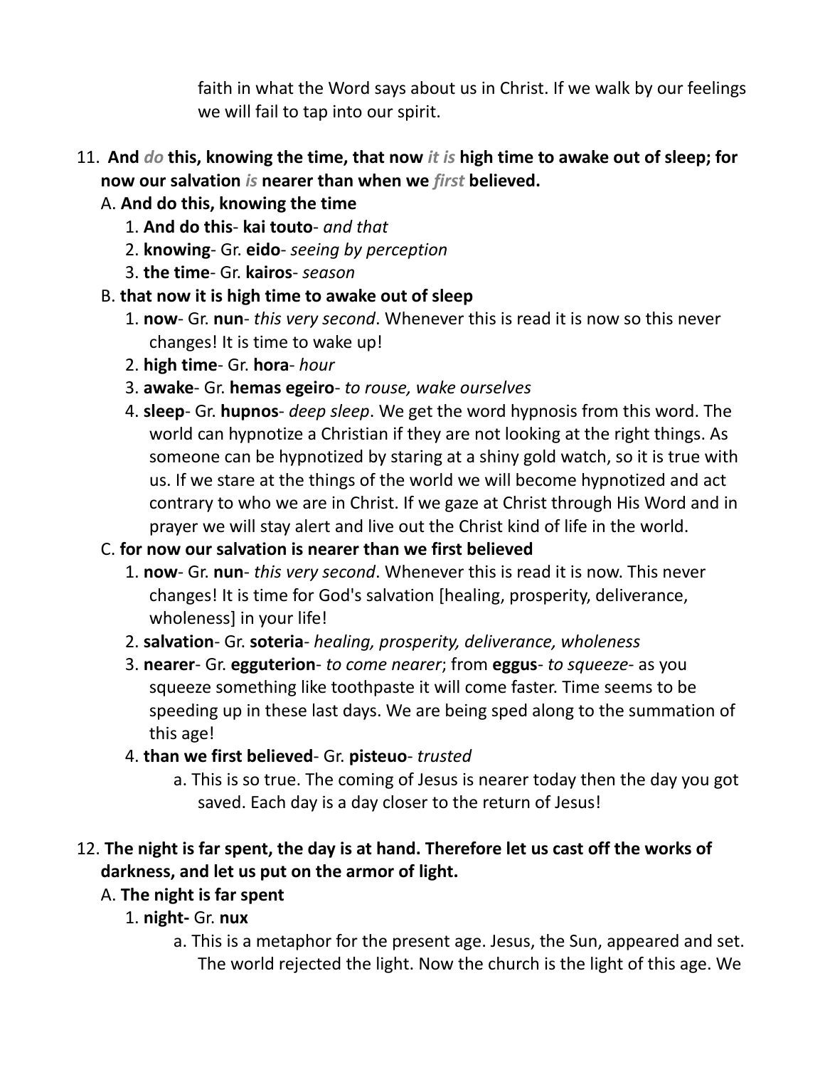faith in what the Word says about us in Christ. If we walk by our feelings we will fail to tap into our spirit.

11. **And** ***do*** **this, knowing the time, that now** ***it is*** **high time to awake out of sleep; for now our salvation** ***is*** **nearer than when we** ***first*** **believed.**
    A. **And do this, knowing the time**
        1. **And do this**- **kai touto**- *and that*
        2. **knowing**- Gr. **eido**- *seeing by perception*
        3. **the time**- Gr. **kairos**- *season*
    B. **that now it is high time to awake out of sleep**
        1. **now**- Gr. **nun**- *this very second*. Whenever this is read it is now so this never changes! It is time to wake up!
        2. **high time**- Gr. **hora**- *hour*
        3. **awake**- Gr. **hemas egeiro**- *to rouse, wake ourselves*
        4. **sleep**- Gr. **hupnos**- *deep sleep*. We get the word hypnosis from this word. The world can hypnotize a Christian if they are not looking at the right things. As someone can be hypnotized by staring at a shiny gold watch, so it is true with us. If we stare at the things of the world we will become hypnotized and act contrary to who we are in Christ. If we gaze at Christ through His Word and in prayer we will stay alert and live out the Christ kind of life in the world.
    C. **for now our salvation is nearer than we first believed**
        1. **now**- Gr. **nun**- *this very second*. Whenever this is read it is now. This never changes! It is time for God's salvation [healing, prosperity, deliverance, wholeness] in your life!
        2. **salvation**- Gr. **soteria**- *healing, prosperity, deliverance, wholeness*
        3. **nearer**- Gr. **egguterion**- *to come nearer*; from **eggus**- *to squeeze*- as you squeeze something like toothpaste it will come faster. Time seems to be speeding up in these last days. We are being sped along to the summation of this age!
        4. **than we first believed**- Gr. **pisteuo**- *trusted*
            a. This is so true. The coming of Jesus is nearer today then the day you got saved. Each day is a day closer to the return of Jesus!

12. **The night is far spent, the day is at hand. Therefore let us cast off the works of darkness, and let us put on the armor of light.**
    A. **The night is far spent**
        1. **night-** Gr. **nux**
            a. This is a metaphor for the present age. Jesus, the Sun, appeared and set. The world rejected the light. Now the church is the light of this age. We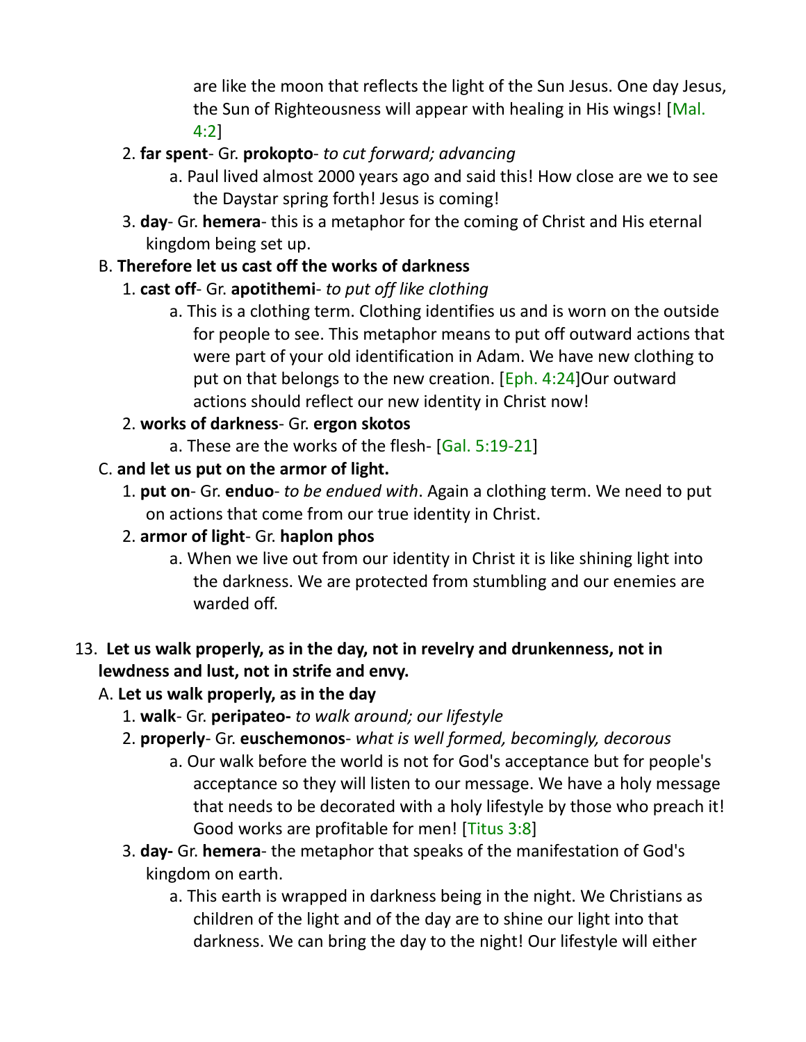are like the moon that reflects the light of the Sun Jesus. One day Jesus, the Sun of Righteousness will appear with healing in His wings! [Mal. 4:2]

2. **far spent**- Gr. **prokopto**- *to cut forward; advancing*
   a. Paul lived almost 2000 years ago and said this! How close are we to see the Daystar spring forth! Jesus is coming!
3. **day**- Gr. **hemera**- this is a metaphor for the coming of Christ and His eternal kingdom being set up.

B. **Therefore let us cast off the works of darkness**

1. **cast off**- Gr. **apotithemi**- *to put off like clothing*
   a. This is a clothing term. Clothing identifies us and is worn on the outside for people to see. This metaphor means to put off outward actions that were part of your old identification in Adam. We have new clothing to put on that belongs to the new creation. [Eph. 4:24]Our outward actions should reflect our new identity in Christ now!
2. **works of darkness**- Gr. **ergon skotos**
   a. These are the works of the flesh- [Gal. 5:19-21]

C. **and let us put on the armor of light.**

1. **put on**- Gr. **enduo**- *to be endued with*. Again a clothing term. We need to put on actions that come from our true identity in Christ.
2. **armor of light**- Gr. **haplon phos**
   a. When we live out from our identity in Christ it is like shining light into the darkness. We are protected from stumbling and our enemies are warded off.

13. **Let us walk properly, as in the day, not in revelry and drunkenness, not in lewdness and lust, not in strife and envy.**

A. **Let us walk properly, as in the day**

1. **walk**- Gr. **peripateo-** *to walk around; our lifestyle*
2. **properly**- Gr. **euschemonos**- *what is well formed, becomingly, decorous*
   a. Our walk before the world is not for God's acceptance but for people's acceptance so they will listen to our message. We have a holy message that needs to be decorated with a holy lifestyle by those who preach it! Good works are profitable for men! [Titus 3:8]
3. **day-** Gr. **hemera**- the metaphor that speaks of the manifestation of God's kingdom on earth.
   a. This earth is wrapped in darkness being in the night. We Christians as children of the light and of the day are to shine our light into that darkness. We can bring the day to the night! Our lifestyle will either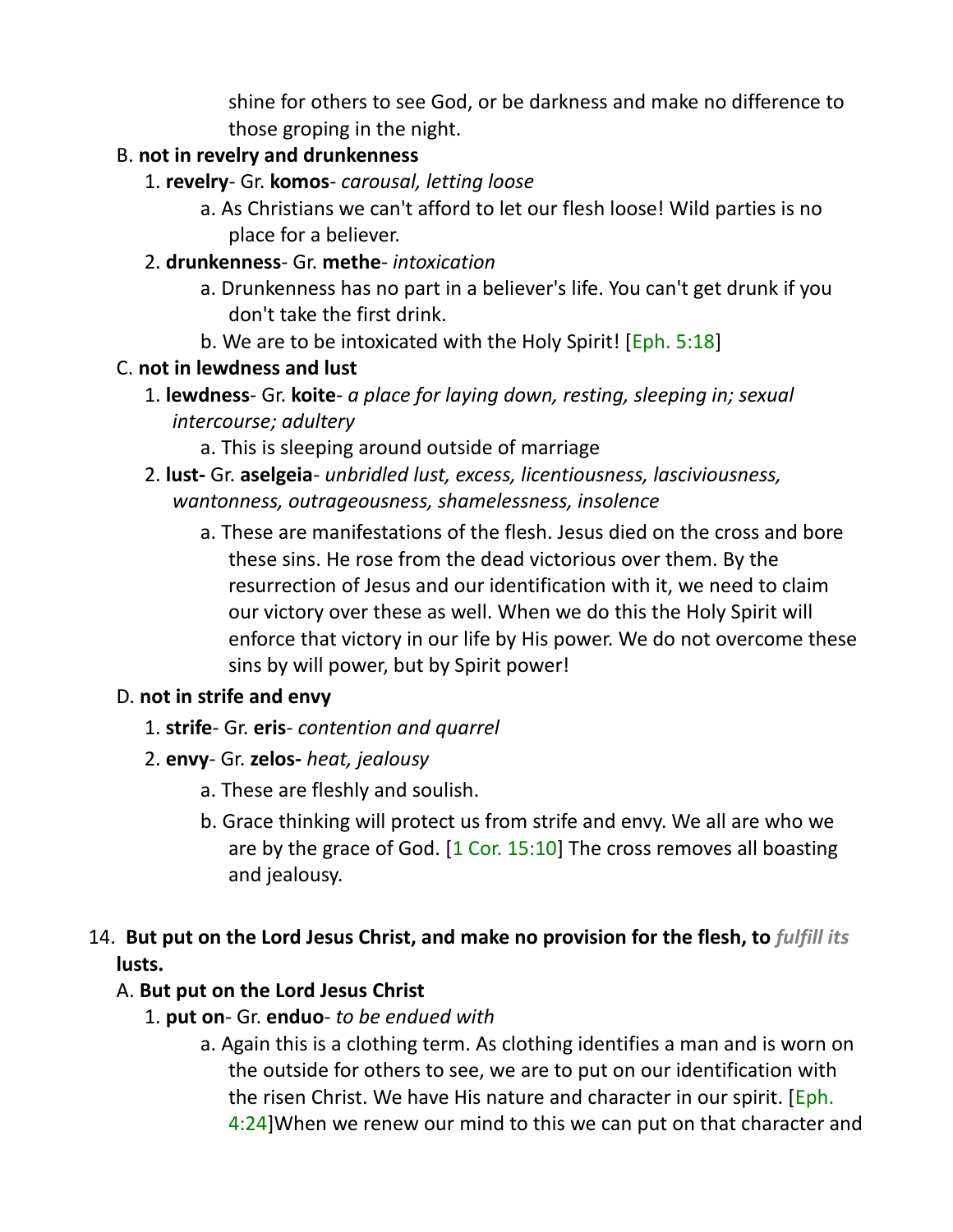shine for others to see God, or be darkness and make no difference to those groping in the night.

B. **not in revelry and drunkenness**

1. **revelry**- Gr. **komos**- *carousal, letting loose*
   a. As Christians we can't afford to let our flesh loose! Wild parties is no place for a believer.
2. **drunkenness**- Gr. **methe**- *intoxication*
   a. Drunkenness has no part in a believer's life. You can't get drunk if you don't take the first drink.
   b. We are to be intoxicated with the Holy Spirit! [Eph. 5:18]

C. **not in lewdness and lust**

1. **lewdness**- Gr. **koite**- *a place for laying down, resting, sleeping in; sexual intercourse; adultery*
   a. This is sleeping around outside of marriage
2. **lust-** Gr. **aselgeia**- *unbridled lust, excess, licentiousness, lasciviousness, wantonness, outrageousness, shamelessness, insolence*
   a. These are manifestations of the flesh. Jesus died on the cross and bore these sins. He rose from the dead victorious over them. By the resurrection of Jesus and our identification with it, we need to claim our victory over these as well. When we do this the Holy Spirit will enforce that victory in our life by His power. We do not overcome these sins by will power, but by Spirit power!

D. **not in strife and envy**

1. **strife**- Gr. **eris**- *contention and quarrel*
2. **envy**- Gr. **zelos-** *heat, jealousy*
   a. These are fleshly and soulish.
   b. Grace thinking will protect us from strife and envy. We all are who we are by the grace of God. [1 Cor. 15:10] The cross removes all boasting and jealousy.

14. **But put on the Lord Jesus Christ, and make no provision for the flesh, to** ***fulfill its*** **lusts.**

A. **But put on the Lord Jesus Christ**

1. **put on**- Gr. **enduo**- *to be endued with*
   a. Again this is a clothing term. As clothing identifies a man and is worn on the outside for others to see, we are to put on our identification with the risen Christ. We have His nature and character in our spirit. [Eph. 4:24]When we renew our mind to this we can put on that character and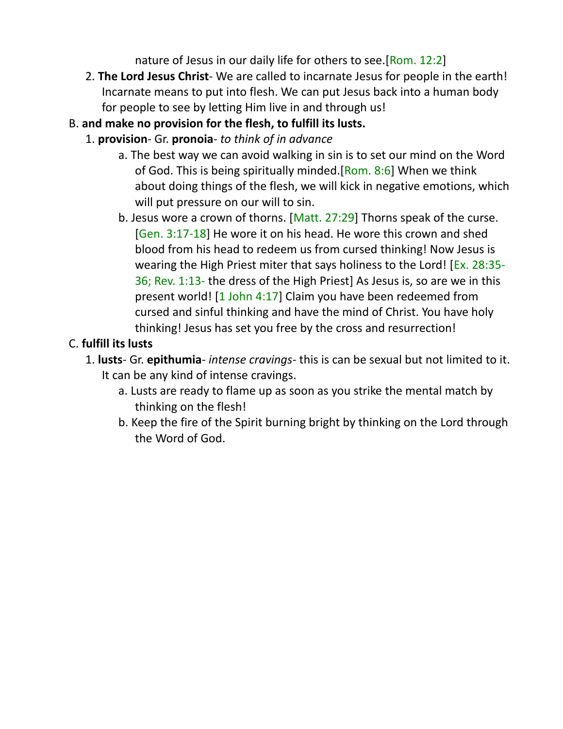nature of Jesus in our daily life for others to see.[Rom. 12:2]

2. **The Lord Jesus Christ**- We are called to incarnate Jesus for people in the earth! Incarnate means to put into flesh. We can put Jesus back into a human body for people to see by letting Him live in and through us!

B. **and make no provision for the flesh, to fulfill its lusts.**

1. **provision**- Gr. **pronoia**- *to think of in advance*
   - a. The best way we can avoid walking in sin is to set our mind on the Word of God. This is being spiritually minded.[Rom. 8:6] When we think about doing things of the flesh, we will kick in negative emotions, which will put pressure on our will to sin.
   - b. Jesus wore a crown of thorns. [Matt. 27:29] Thorns speak of the curse. [Gen. 3:17-18] He wore it on his head. He wore this crown and shed blood from his head to redeem us from cursed thinking! Now Jesus is wearing the High Priest miter that says holiness to the Lord! [Ex. 28:35-36; Rev. 1:13- the dress of the High Priest] As Jesus is, so are we in this present world! [1 John 4:17] Claim you have been redeemed from cursed and sinful thinking and have the mind of Christ. You have holy thinking! Jesus has set you free by the cross and resurrection!

C. **fulfill its lusts**

1. **lusts**- Gr. **epithumia**- *intense cravings*- this is can be sexual but not limited to it. It can be any kind of intense cravings.
   - a. Lusts are ready to flame up as soon as you strike the mental match by thinking on the flesh!
   - b. Keep the fire of the Spirit burning bright by thinking on the Lord through the Word of God.